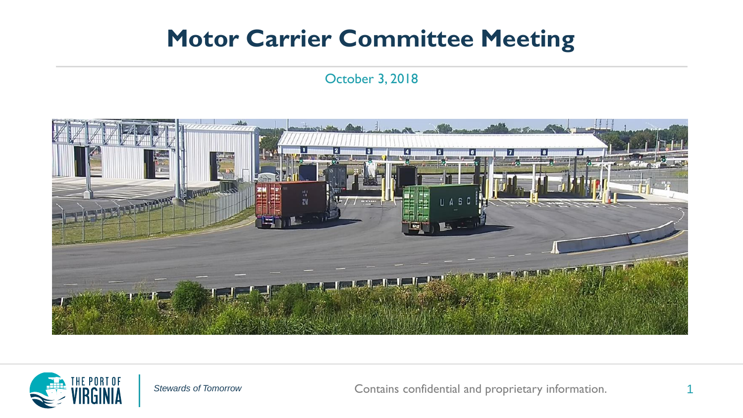# Motor Carrier Committee Meeting

October 3, 2018

*Stewards of Tomorrow*

Contains confidential and proprietary information.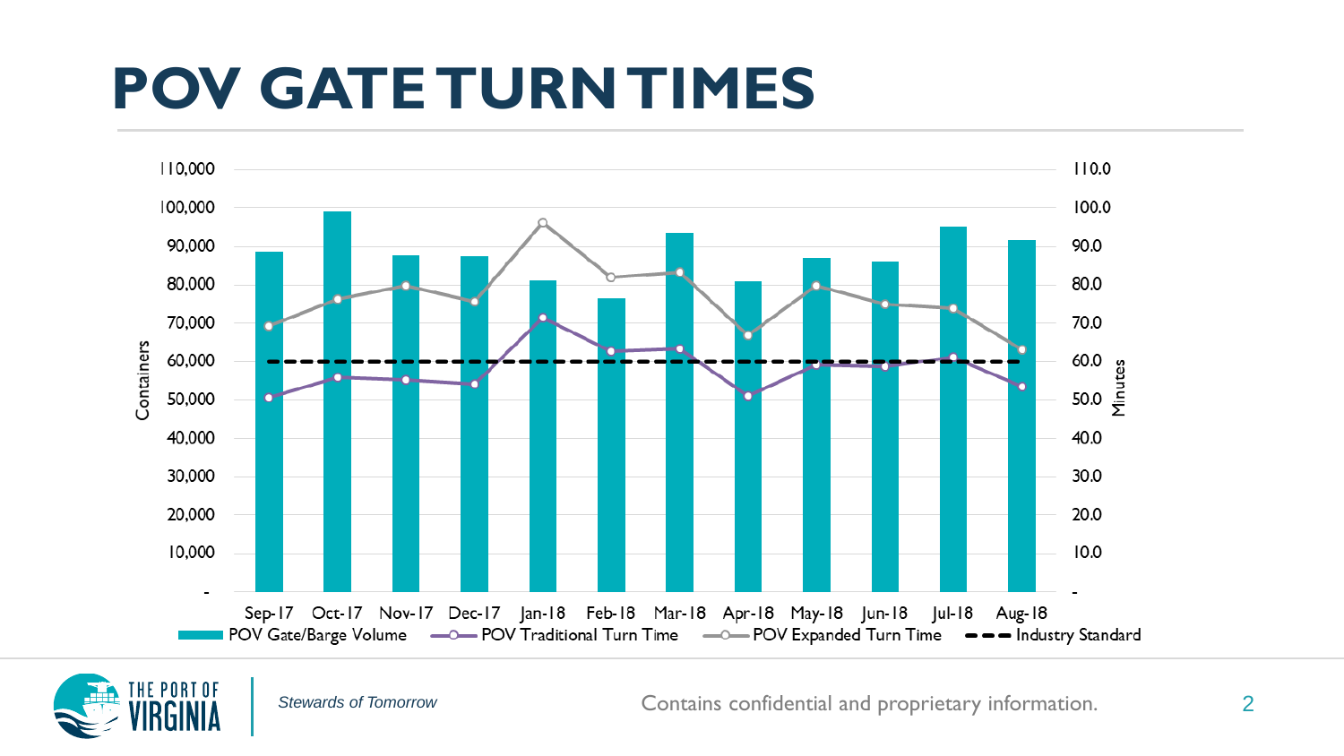# POV GATE TURN TIMES

Containers: 110,000 | 100,000 | 90,000 | 80,000 | 70,000 | 60,000 | 50,000 | 40,000 | 30,000 | 20,000 | 10,000 | -

Minutes: 110.0 | 100.0 | 90.0 | 80.0 | 70.0 | 60.0 | 50.0 | 40.0 | 30.0 | 20.0 | 10.0 | -

Sep-17 | Oct-17 | Nov-17 | Dec-17 | Jan-18 | Feb-18 | Mar-18 | Apr-18 | May-18 | Jun-18 | Jul-18 | Aug-18

POV Gate/Barge Volume | POV Traditional Turn Time | POV Expanded Turn Time | Industry Standard

*Stewards of Tomorrow*

Contains confidential and proprietary information.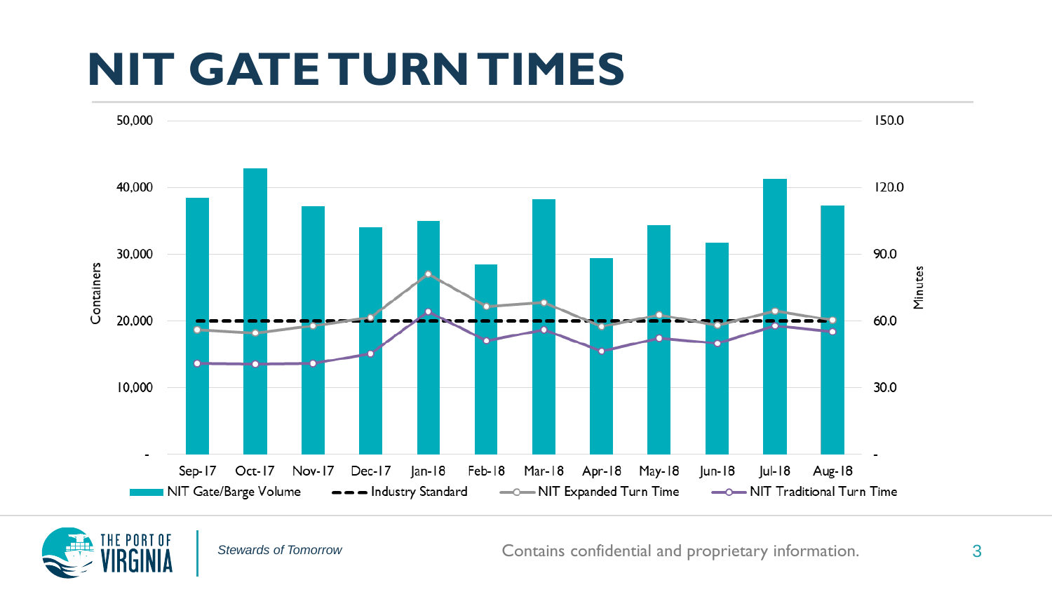# NIT GATE TURN TIMES

Containers

50,000
40,000
30,000
20,000
10,000
-

Minutes

150.0
120.0
90.0
60.0
30.0
-

Sep-17 Oct-17 Nov-17 Dec-17 Jan-18 Feb-18 Mar-18 Apr-18 May-18 Jun-18 Jul-18 Aug-18

NIT Gate/Barge Volume | Industry Standard | NIT Expanded Turn Time | NIT Traditional Turn Time

*Stewards of Tomorrow*

Contains confidential and proprietary information.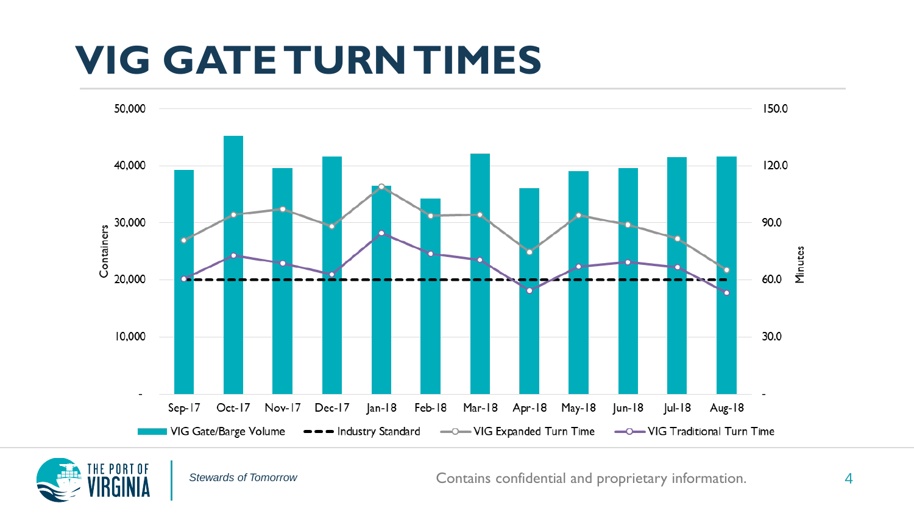# VIG GATE TURN TIMES

Containers: 50,000 / 40,000 / 30,000 / 20,000 / 10,000 / -

Minutes: 150.0 / 120.0 / 90.0 / 60.0 / 30.0 / -

Sep-17 | Oct-17 | Nov-17 | Dec-17 | Jan-18 | Feb-18 | Mar-18 | Apr-18 | May-18 | Jun-18 | Jul-18 | Aug-18

VIG Gate/Barge Volume | Industry Standard | VIG Expanded Turn Time | VIG Traditional Turn Time

*Stewards of Tomorrow*

Contains confidential and proprietary information.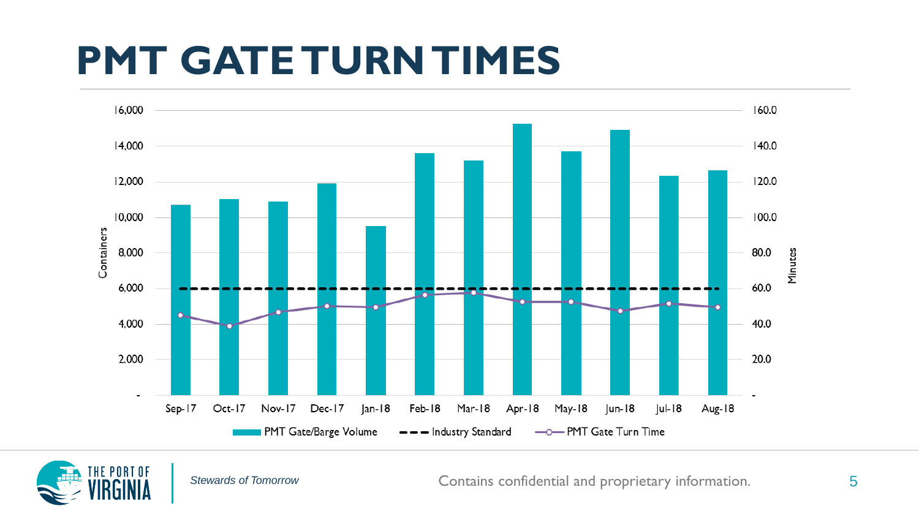# PMT GATE TURN TIMES

Containers | Minutes

16,000 | 160.0
14,000 | 140.0
12,000 | 120.0
10,000 | 100.0
8,000 | 80.0
6,000 | 60.0
4,000 | 40.0
2,000 | 20.0
- | -

Sep-17 Oct-17 Nov-17 Dec-17 Jan-18 Feb-18 Mar-18 Apr-18 May-18 Jun-18 Jul-18 Aug-18

PMT Gate/Barge Volume — Industry Standard — PMT Gate Turn Time

*Stewards of Tomorrow*

Contains confidential and proprietary information.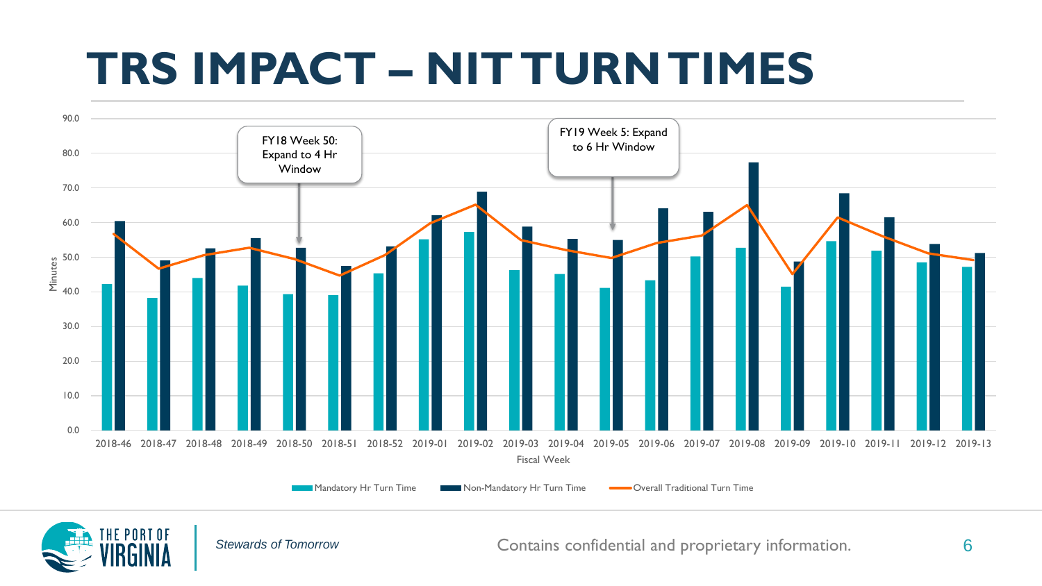# TRS IMPACT – NIT TURN TIMES

FY18 Week 50: Expand to 4 Hr Window

FY19 Week 5: Expand to 6 Hr Window

Minutes: 0.0, 10.0, 20.0, 30.0, 40.0, 50.0, 60.0, 70.0, 80.0, 90.0

Fiscal Week: 2018-46, 2018-47, 2018-48, 2018-49, 2018-50, 2018-51, 2018-52, 2019-01, 2019-02, 2019-03, 2019-04, 2019-05, 2019-06, 2019-07, 2019-08, 2019-09, 2019-10, 2019-11, 2019-12, 2019-13

Mandatory Hr Turn Time | Non-Mandatory Hr Turn Time | Overall Traditional Turn Time

*Stewards of Tomorrow*

Contains confidential and proprietary information.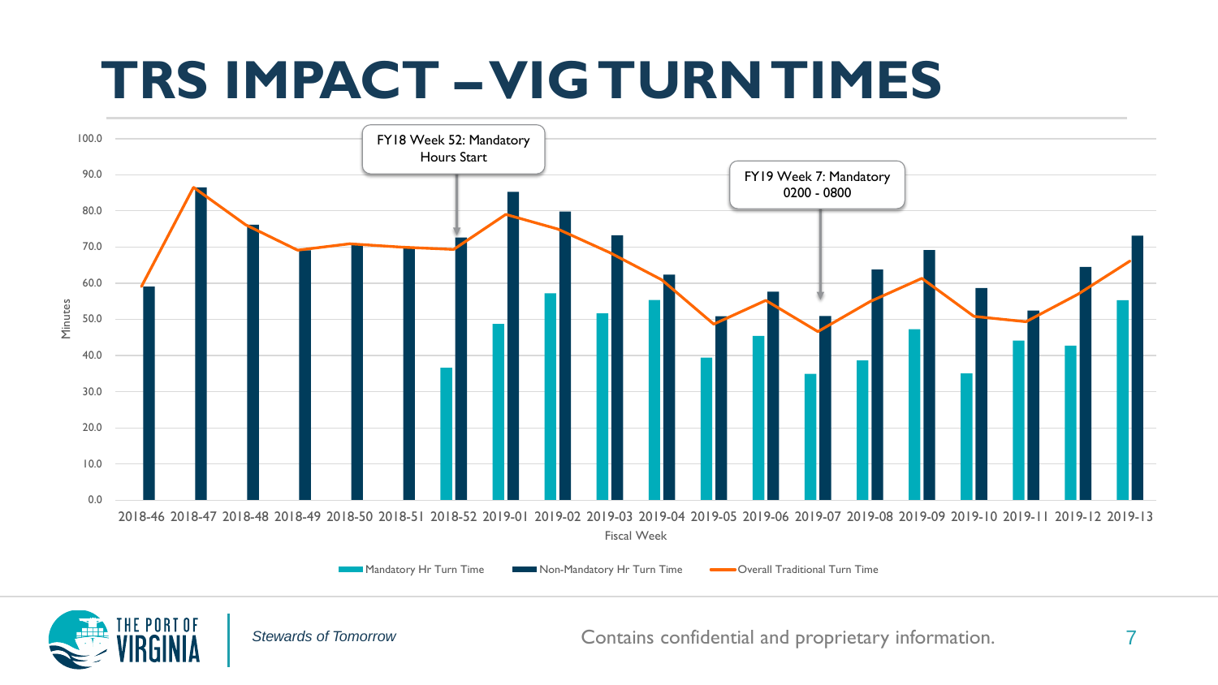# TRS IMPACT – VIG TURN TIMES

FY18 Week 52: Mandatory Hours Start

FY19 Week 7: Mandatory 0200 - 0800

Minutes

Fiscal Week

2018-46 2018-47 2018-48 2018-49 2018-50 2018-51 2018-52 2019-01 2019-02 2019-03 2019-04 2019-05 2019-06 2019-07 2019-08 2019-09 2019-10 2019-11 2019-12 2019-13

Mandatory Hr Turn Time | Non-Mandatory Hr Turn Time | Overall Traditional Turn Time

*Stewards of Tomorrow*

Contains confidential and proprietary information.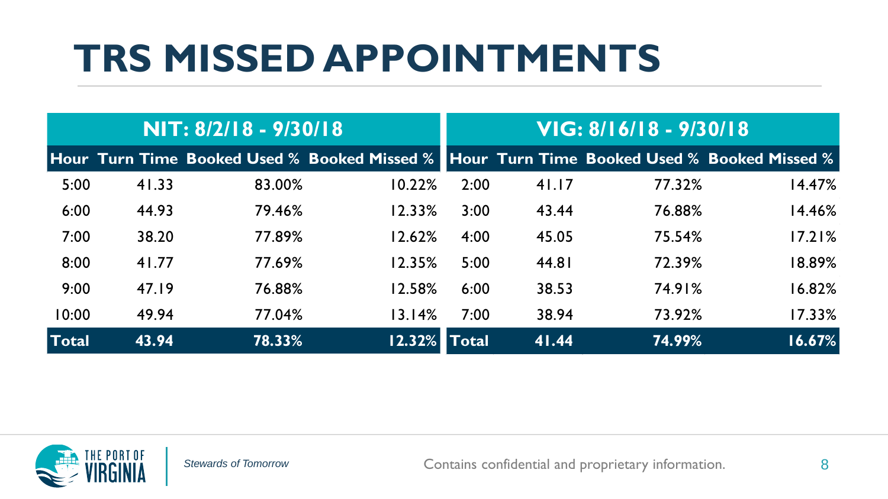# TRS MISSED APPOINTMENTS

| NIT: 8/2/18 - 9/30/18 | | | | VIG: 8/16/18 - 9/30/18 | | | |
|---|---|---|---|---|---|---|---|
| **Hour** | **Turn Time** | **Booked Used %** | **Booked Missed %** | **Hour** | **Turn Time** | **Booked Used %** | **Booked Missed %** |
| 5:00 | 41.33 | 83.00% | 10.22% | 2:00 | 41.17 | 77.32% | 14.47% |
| 6:00 | 44.93 | 79.46% | 12.33% | 3:00 | 43.44 | 76.88% | 14.46% |
| 7:00 | 38.20 | 77.89% | 12.62% | 4:00 | 45.05 | 75.54% | 17.21% |
| 8:00 | 41.77 | 77.69% | 12.35% | 5:00 | 44.81 | 72.39% | 18.89% |
| 9:00 | 47.19 | 76.88% | 12.58% | 6:00 | 38.53 | 74.91% | 16.82% |
| 10:00 | 49.94 | 77.04% | 13.14% | 7:00 | 38.94 | 73.92% | 17.33% |
| **Total** | **43.94** | **78.33%** | **12.32%** | **Total** | **41.44** | **74.99%** | **16.67%** |

*Stewards of Tomorrow*

Contains confidential and proprietary information.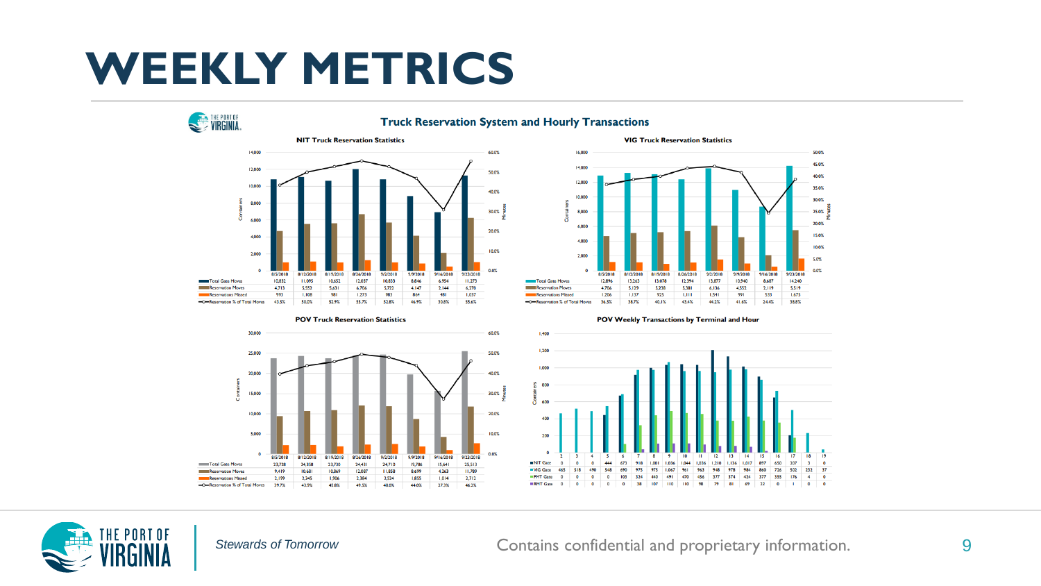# WEEKLY METRICS

## Truck Reservation System and Hourly Transactions

### NIT Truck Reservation Statistics

| | 8/5/2018 | 8/12/2018 | 8/19/2018 | 8/26/2018 | 9/2/2018 | 9/9/2018 | 9/16/2018 | 9/23/2018 |
|---|---|---|---|---|---|---|---|---|
| Total Gate Moves | 10,832 | 11,095 | 10,652 | 12,037 | 10,833 | 8,846 | 6,954 | 11,273 |
| Reservation Moves | 4,713 | 5,553 | 5,631 | 6,706 | 5,722 | 4,147 | 2,144 | 6,270 |
| Reservations Missed | 993 | 1,108 | 981 | 1,273 | 983 | 864 | 481 | 1,037 |
| Reservation % of Total Moves | 43.5% | 50.0% | 52.9% | 55.7% | 52.8% | 46.9% | 30.8% | 55.6% |

### VIG Truck Reservation Statistics

| | 8/5/2018 | 8/12/2018 | 8/19/2018 | 8/26/2018 | 9/2/2018 | 9/9/2018 | 9/16/2018 | 9/23/2018 |
|---|---|---|---|---|---|---|---|---|
| Total Gate Moves | 12,896 | 13,263 | 13,078 | 12,394 | 13,877 | 10,940 | 8,687 | 14,240 |
| Reservation Moves | 4,706 | 5,129 | 5,238 | 5,381 | 6,136 | 4,552 | 2,119 | 5,519 |
| Reservations Missed | 1,206 | 1,137 | 925 | 1,111 | 1,541 | 991 | 533 | 1,675 |
| Reservation % of Total Moves | 36.5% | 38.7% | 40.1% | 43.4% | 44.2% | 41.6% | 24.4% | 38.8% |

### POV Truck Reservation Statistics

| | 8/5/2018 | 8/12/2018 | 8/19/2018 | 8/26/2018 | 9/2/2018 | 9/9/2018 | 9/16/2018 | 9/23/2018 |
|---|---|---|---|---|---|---|---|---|
| Total Gate Moves | 23,728 | 24,358 | 23,730 | 24,431 | 24,710 | 19,786 | 15,641 | 25,513 |
| Reservation Moves | 9,419 | 10,681 | 10,869 | 12,087 | 11,858 | 8,699 | 4,263 | 11,789 |
| Reservations Missed | 2,199 | 2,245 | 1,906 | 2,384 | 2,524 | 1,855 | 1,014 | 2,712 |
| Reservation % of Total Moves | 39.7% | 43.9% | 45.8% | 49.5% | 48.0% | 44.0% | 27.3% | 46.2% |

### POV Weekly Transactions by Terminal and Hour

| | 2 | 3 | 4 | 5 | 6 | 7 | 8 | 9 | 10 | 11 | 12 | 13 | 14 | 15 | 16 | 17 | 18 | 19 |
|---|---|---|---|---|---|---|---|---|---|---|---|---|---|---|---|---|---|---|
| NIT Gate | 0 | 0 | 0 | 444 | 673 | 918 | 1,001 | 1,036 | 1,044 | 1,036 | 1,210 | 1,136 | 1,017 | 897 | 650 | 207 | 3 | 0 |
| VIG Gate | 465 | 518 | 490 | 548 | 690 | 975 | 975 | 1,067 | 961 | 963 | 948 | 978 | 984 | 860 | 726 | 502 | 232 | 37 |
| PMT Gate | 0 | 0 | 0 | 0 | 103 | 324 | 440 | 491 | 470 | 456 | 377 | 374 | 424 | 377 | 355 | 176 | 4 | 0 |
| RMT Gate | 0 | 0 | 0 | 0 | 0 | 38 | 107 | 110 | 110 | 98 | 79 | 81 | 69 | 22 | 6 | 1 | 0 | 0 |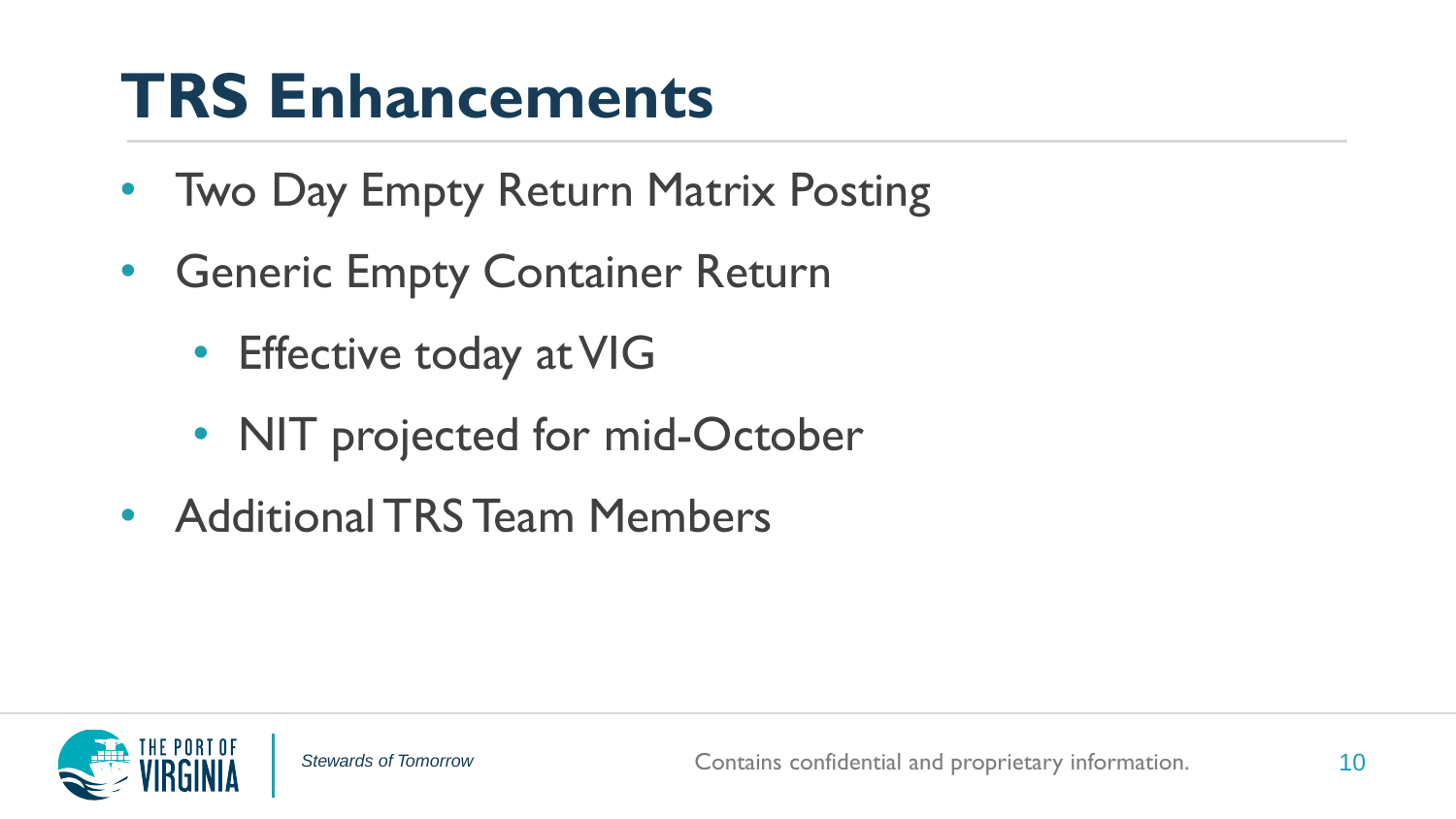# TRS Enhancements

- Two Day Empty Return Matrix Posting
- Generic Empty Container Return
  - Effective today at VIG
  - NIT projected for mid-October
- Additional TRS Team Members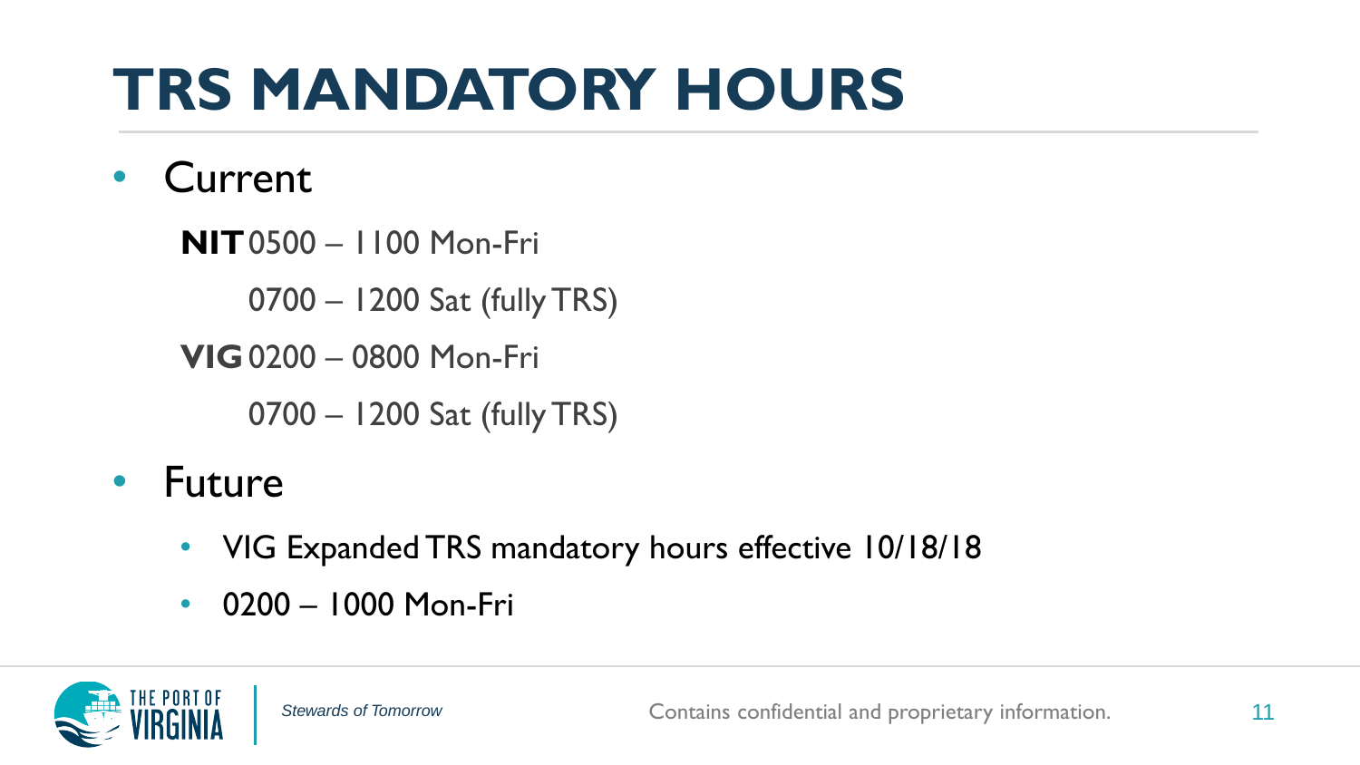# TRS MANDATORY HOURS

- Current

  **NIT** 0500 – 1100 Mon-Fri

  0700 – 1200 Sat (fully TRS)

  **VIG** 0200 – 0800 Mon-Fri

  0700 – 1200 Sat (fully TRS)

- Future
  - VIG Expanded TRS mandatory hours effective 10/18/18
  - 0200 – 1000 Mon-Fri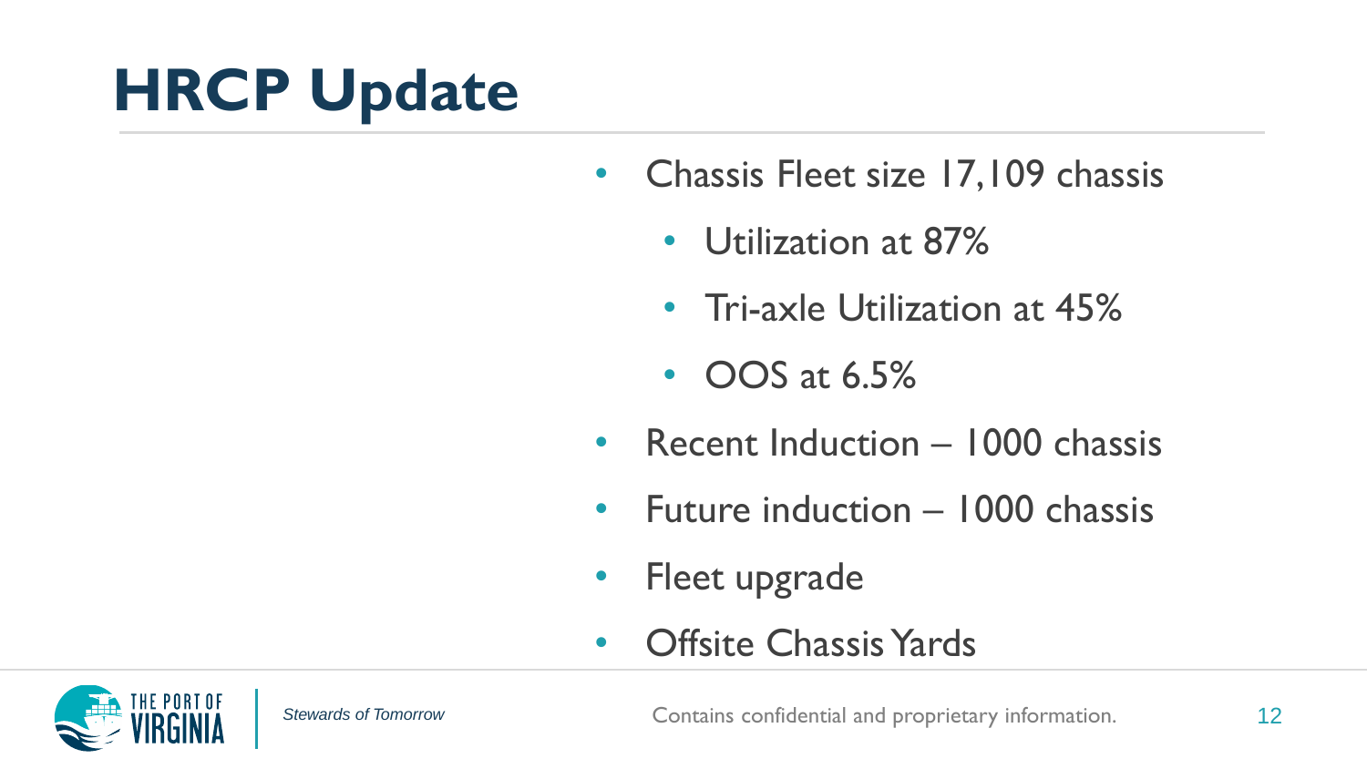# HRCP Update

- Chassis Fleet size 17,109 chassis
  - Utilization at 87%
  - Tri-axle Utilization at 45%
  - OOS at 6.5%
- Recent Induction – 1000 chassis
- Future induction – 1000 chassis
- Fleet upgrade
- Offsite Chassis Yards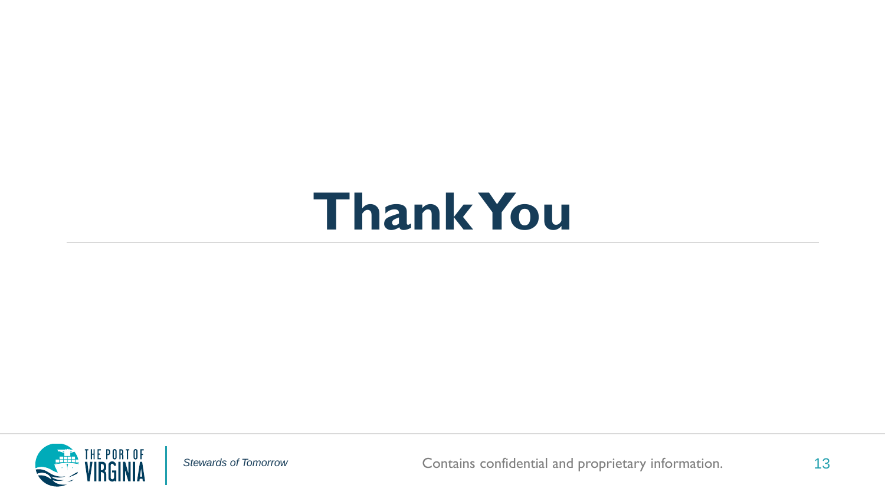# Thank You